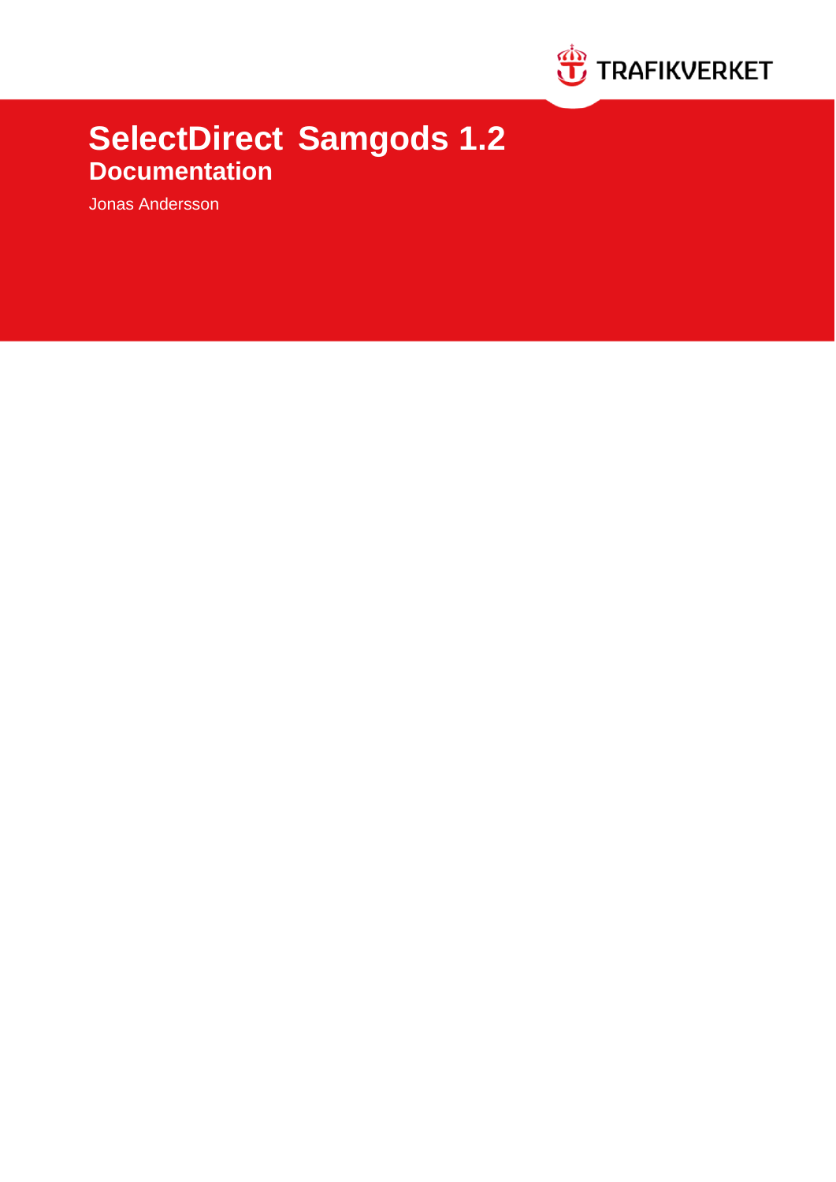# SelectDirect Samgods 1.2

## Documentation

Jonas Andersson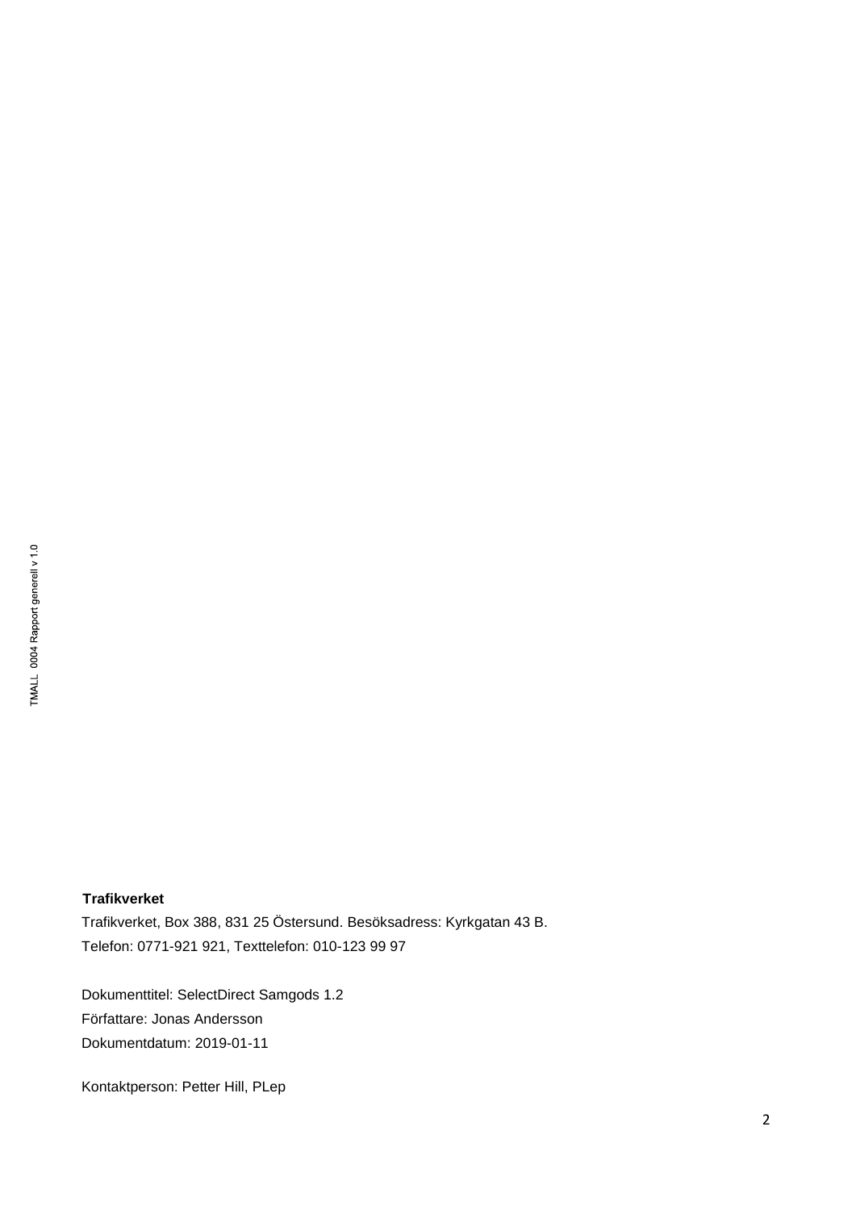**Trafikverket**

Trafikverket, Box 388, 831 25 Östersund. Besöksadress: Kyrkgatan 43 B.

Telefon: 0771-921 921, Texttelefon: 010-123 99 97

Dokumenttitel: SelectDirect Samgods 1.2

Författare: Jonas Andersson

Dokumentdatum: 2019-01-11

Kontaktperson: Petter Hill, PLep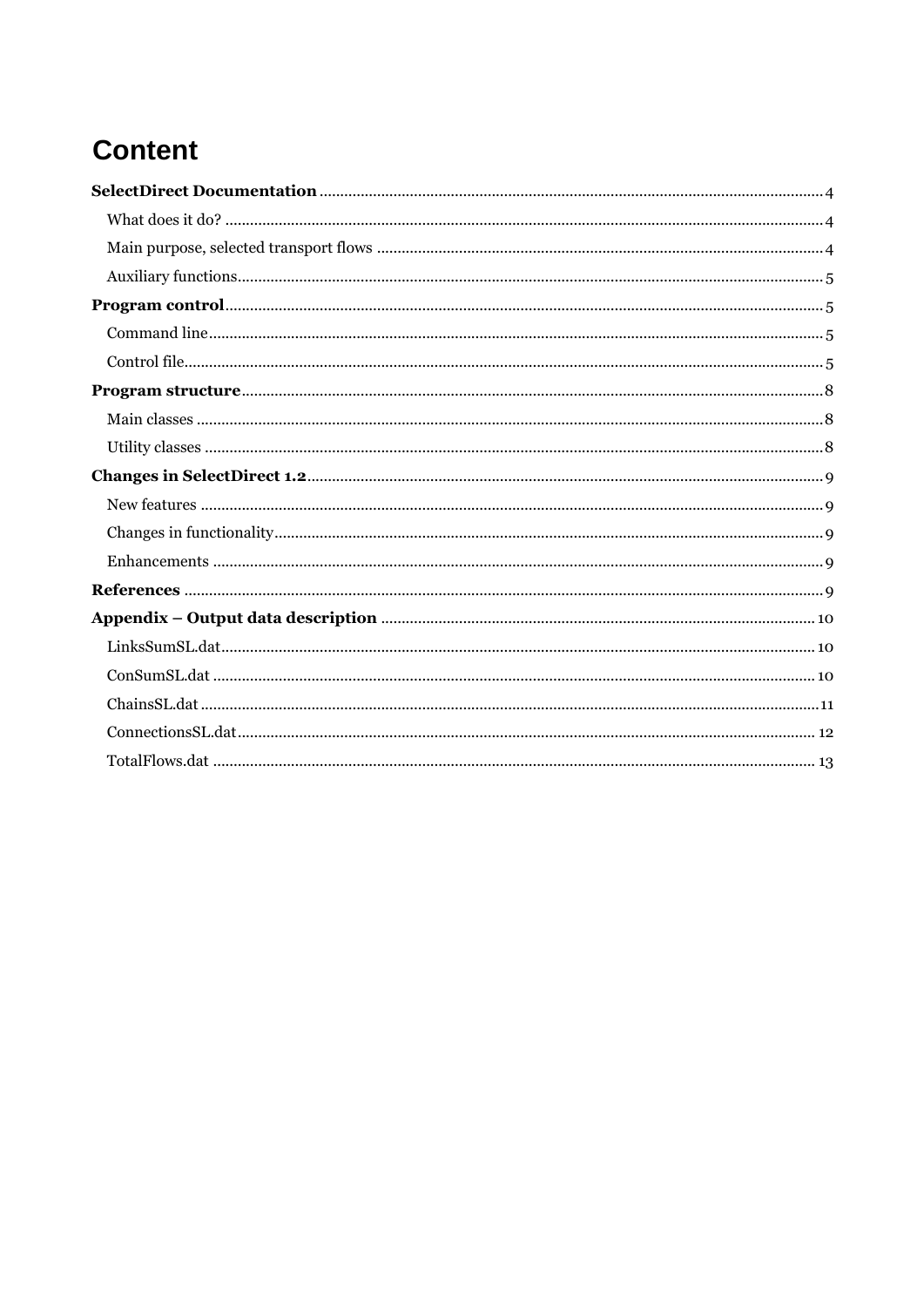# Content

**SelectDirect Documentation** .......... 4

- What does it do? .......... 4
- Main purpose, selected transport flows .......... 4
- Auxiliary functions .......... 5

**Program control** .......... 5

- Command line .......... 5
- Control file .......... 5

**Program structure** .......... 8

- Main classes .......... 8
- Utility classes .......... 8

**Changes in SelectDirect 1.2** .......... 9

- New features .......... 9
- Changes in functionality .......... 9
- Enhancements .......... 9

**References** .......... 9

**Appendix – Output data description** .......... 10

- LinksSumSL.dat .......... 10
- ConSumSL.dat .......... 10
- ChainsSL.dat .......... 11
- ConnectionsSL.dat .......... 12
- TotalFlows.dat .......... 13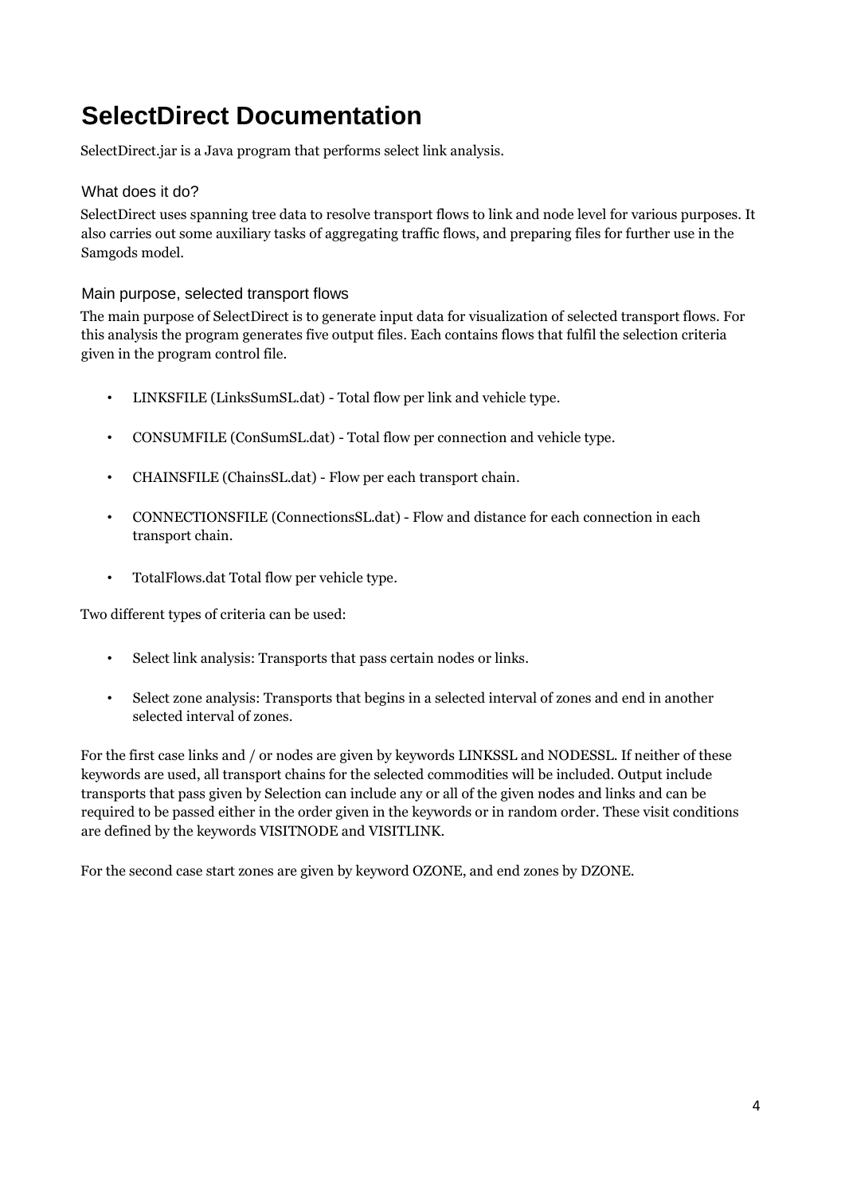# SelectDirect Documentation

SelectDirect.jar is a Java program that performs select link analysis.

## What does it do?

SelectDirect uses spanning tree data to resolve transport flows to link and node level for various purposes. It also carries out some auxiliary tasks of aggregating traffic flows, and preparing files for further use in the Samgods model.

## Main purpose, selected transport flows

The main purpose of SelectDirect is to generate input data for visualization of selected transport flows. For this analysis the program generates five output files. Each contains flows that fulfil the selection criteria given in the program control file.

- LINKSFILE (LinksSumSL.dat) - Total flow per link and vehicle type.
- CONSUMFILE (ConSumSL.dat) - Total flow per connection and vehicle type.
- CHAINSFILE (ChainsSL.dat) - Flow per each transport chain.
- CONNECTIONSFILE (ConnectionsSL.dat) - Flow and distance for each connection in each transport chain.
- TotalFlows.dat Total flow per vehicle type.

Two different types of criteria can be used:

- Select link analysis: Transports that pass certain nodes or links.
- Select zone analysis: Transports that begins in a selected interval of zones and end in another selected interval of zones.

For the first case links and / or nodes are given by keywords LINKSSL and NODESSL. If neither of these keywords are used, all transport chains for the selected commodities will be included. Output include transports that pass given by Selection can include any or all of the given nodes and links and can be required to be passed either in the order given in the keywords or in random order. These visit conditions are defined by the keywords VISITNODE and VISITLINK.

For the second case start zones are given by keyword OZONE, and end zones by DZONE.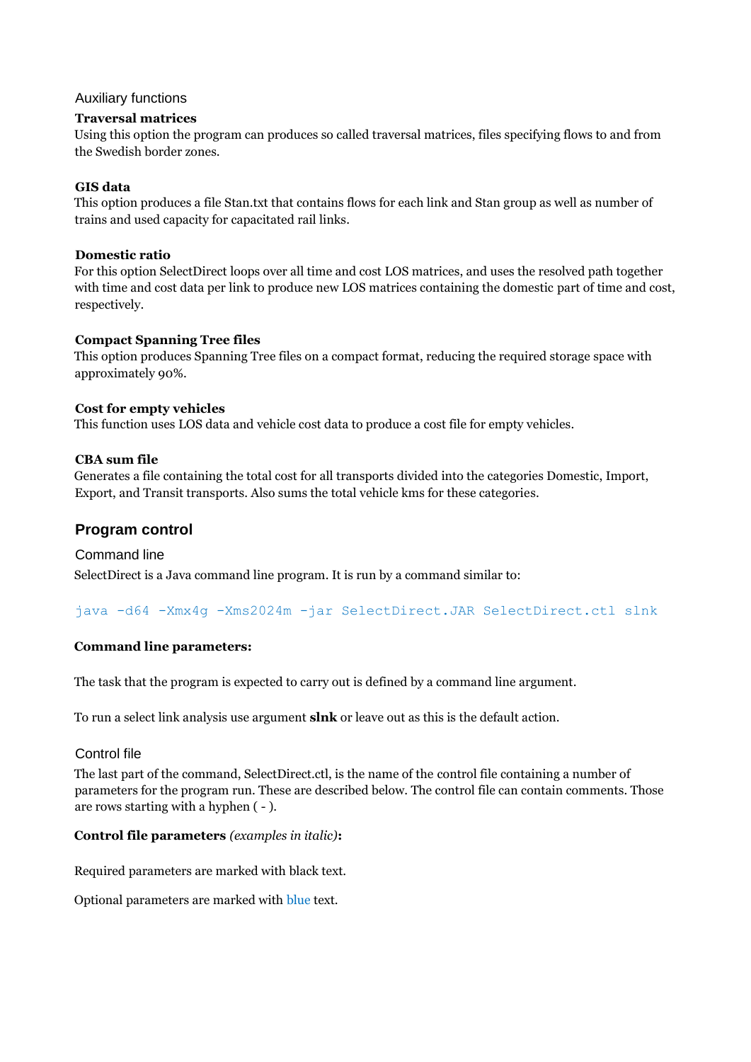### Auxiliary functions

**Traversal matrices**
Using this option the program can produces so called traversal matrices, files specifying flows to and from the Swedish border zones.

**GIS data**
This option produces a file Stan.txt that contains flows for each link and Stan group as well as number of trains and used capacity for capacitated rail links.

**Domestic ratio**
For this option SelectDirect loops over all time and cost LOS matrices, and uses the resolved path together with time and cost data per link to produce new LOS matrices containing the domestic part of time and cost, respectively.

**Compact Spanning Tree files**
This option produces Spanning Tree files on a compact format, reducing the required storage space with approximately 90%.

**Cost for empty vehicles**
This function uses LOS data and vehicle cost data to produce a cost file for empty vehicles.

**CBA sum file**
Generates a file containing the total cost for all transports divided into the categories Domestic, Import, Export, and Transit transports. Also sums the total vehicle kms for these categories.

## Program control

### Command line

SelectDirect is a Java command line program. It is run by a command similar to:

```
java -d64 -Xmx4g -Xms2024m -jar SelectDirect.JAR SelectDirect.ctl slnk
```

**Command line parameters:**

The task that the program is expected to carry out is defined by a command line argument.

To run a select link analysis use argument **slnk** or leave out as this is the default action.

### Control file

The last part of the command, SelectDirect.ctl, is the name of the control file containing a number of parameters for the program run. These are described below. The control file can contain comments. Those are rows starting with a hyphen ( - ).

**Control file parameters** *(examples in italic)***:**

Required parameters are marked with black text.

Optional parameters are marked with blue text.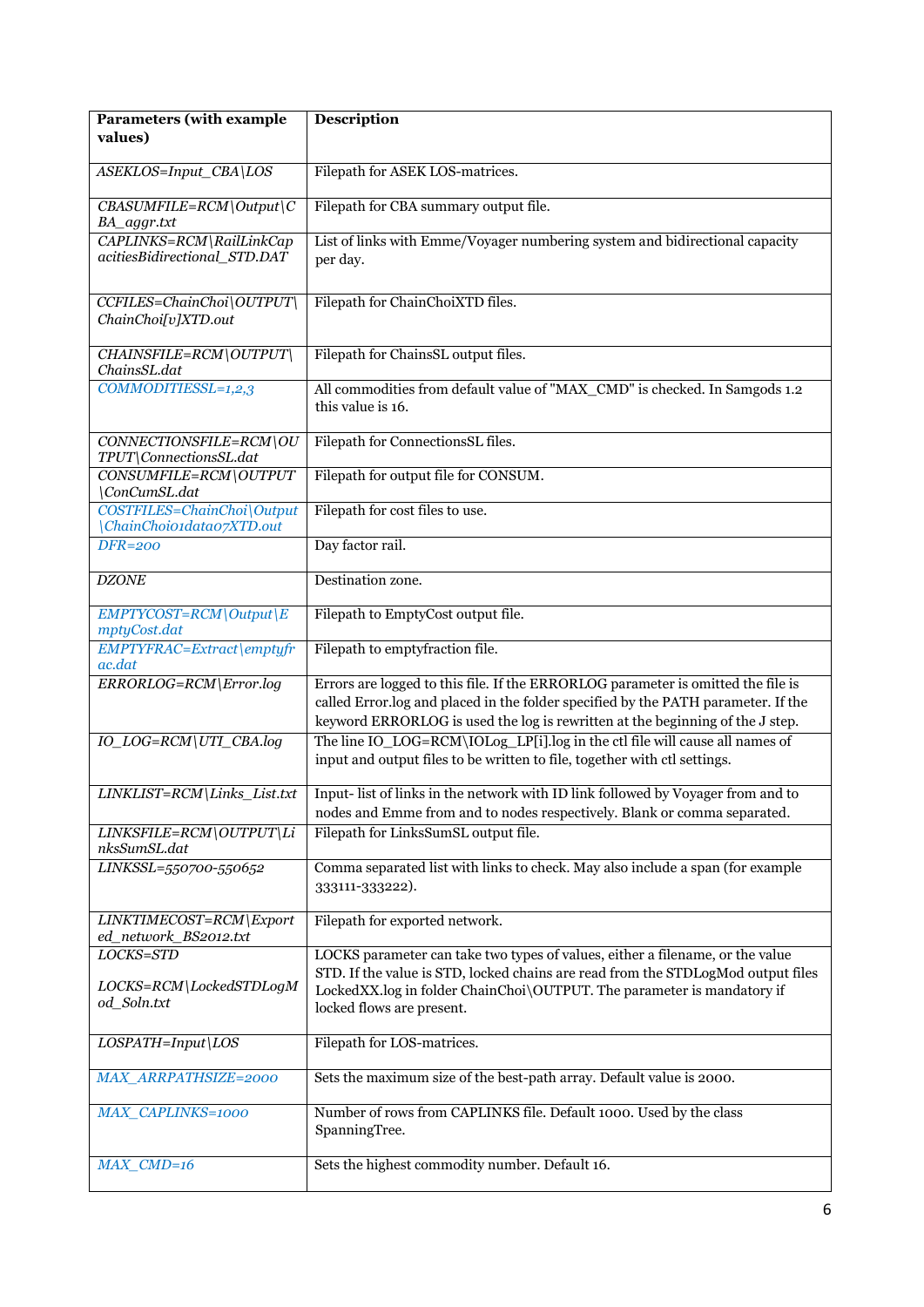| Parameters (with example values) | Description |
|---|---|
| *ASEKLOS=Input_CBA\LOS* | Filepath for ASEK LOS-matrices. |
| *CBASUMFILE=RCM\Output\CBA_aggr.txt* | Filepath for CBA summary output file. |
| *CAPLINKS=RCM\RailLinkCapacitiesBidirectional_STD.DAT* | List of links with Emme/Voyager numbering system and bidirectional capacity per day. |
| *CCFILES=ChainChoi\OUTPUT\ChainChoi[v]XTD.out* | Filepath for ChainChoiXTD files. |
| *CHAINSFILE=RCM\OUTPUT\ChainsSL.dat* | Filepath for ChainsSL output files. |
| *COMMODITIESSL=1,2,3* | All commodities from default value of "MAX_CMD" is checked. In Samgods 1.2 this value is 16. |
| *CONNECTIONSFILE=RCM\OUTPUT\ConnectionsSL.dat* | Filepath for ConnectionsSL files. |
| *CONSUMFILE=RCM\OUTPUT\ConCumSL.dat* | Filepath for output file for CONSUM. |
| *COSTFILES=ChainChoi\Output\ChainChoi01data07XTD.out* | Filepath for cost files to use. |
| *DFR=200* | Day factor rail. |
| *DZONE* | Destination zone. |
| *EMPTYCOST=RCM\Output\EmptyCost.dat* | Filepath to EmptyCost output file. |
| *EMPTYFRAC=Extract\emptyfrac.dat* | Filepath to emptyfraction file. |
| *ERRORLOG=RCM\Error.log* | Errors are logged to this file. If the ERRORLOG parameter is omitted the file is called Error.log and placed in the folder specified by the PATH parameter. If the keyword ERRORLOG is used the log is rewritten at the beginning of the J step. |
| *IO_LOG=RCM\UTI_CBA.log* | The line IO_LOG=RCM\IOLog_LP[i].log in the ctl file will cause all names of input and output files to be written to file, together with ctl settings. |
| *LINKLIST=RCM\Links_List.txt* | Input- list of links in the network with ID link followed by Voyager from and to nodes and Emme from and to nodes respectively. Blank or comma separated. |
| *LINKSFILE=RCM\OUTPUT\LinksSumSL.dat* | Filepath for LinksSumSL output file. |
| *LINKSSL=550700-550652* | Comma separated list with links to check. May also include a span (for example 333111-333222). |
| *LINKTIMECOST=RCM\Exported_network_BS2012.txt* | Filepath for exported network. |
| *LOCKS=STD*<br><br>*LOCKS=RCM\LockedSTDLogMod_Soln.txt* | LOCKS parameter can take two types of values, either a filename, or the value STD. If the value is STD, locked chains are read from the STDLogMod output files LockedXX.log in folder ChainChoi\OUTPUT. The parameter is mandatory if locked flows are present. |
| *LOSPATH=Input\LOS* | Filepath for LOS-matrices. |
| *MAX_ARRPATHSIZE=2000* | Sets the maximum size of the best-path array. Default value is 2000. |
| *MAX_CAPLINKS=1000* | Number of rows from CAPLINKS file. Default 1000. Used by the class SpanningTree. |
| *MAX_CMD=16* | Sets the highest commodity number. Default 16. |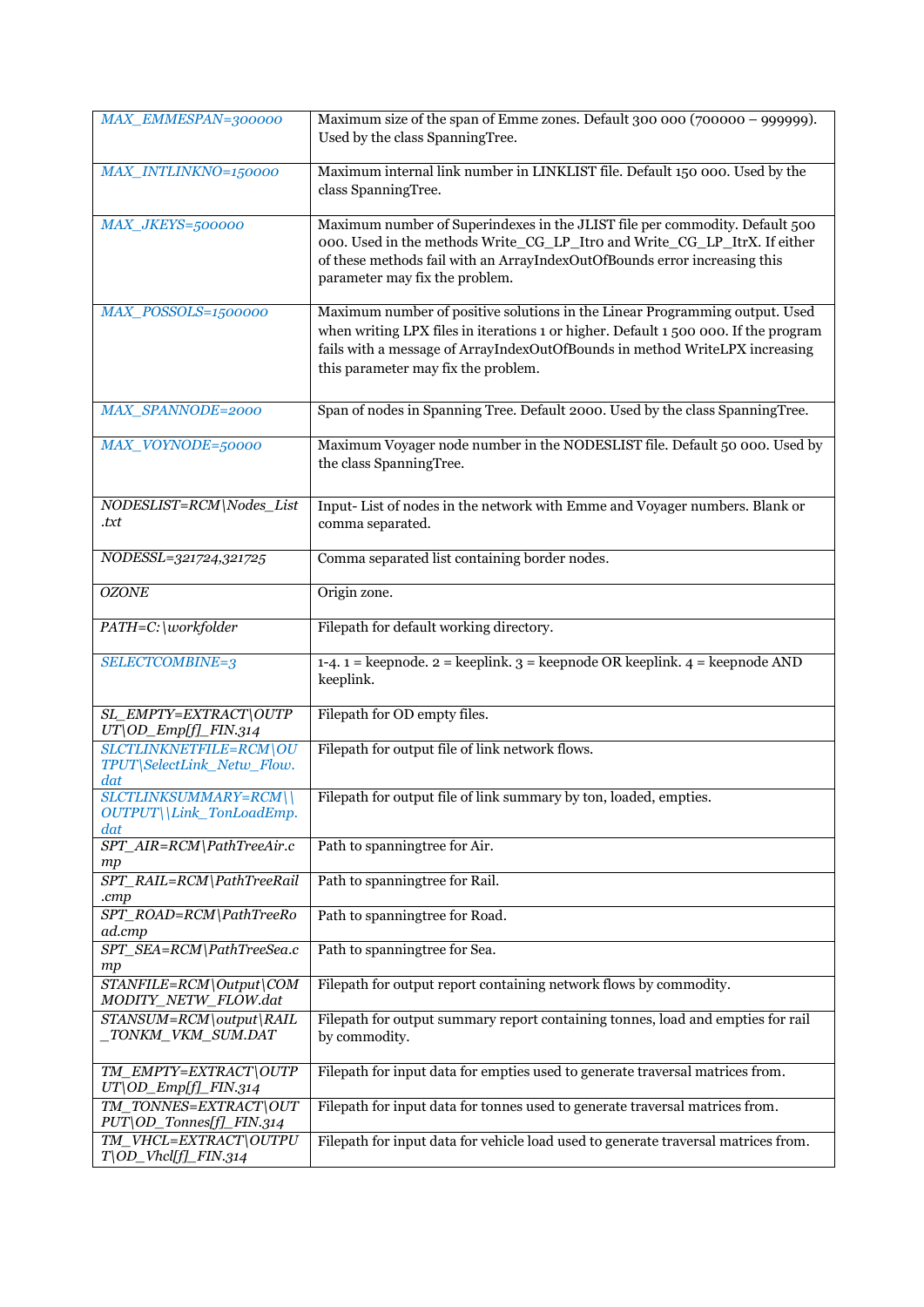| | |
|---|---|
| MAX_EMMESPAN=300000 | Maximum size of the span of Emme zones. Default 300 000 (700000 – 999999). Used by the class SpanningTree. |
| MAX_INTLINKNO=150000 | Maximum internal link number in LINKLIST file. Default 150 000. Used by the class SpanningTree. |
| MAX_JKEYS=500000 | Maximum number of Superindexes in the JLIST file per commodity. Default 500 000. Used in the methods Write_CG_LP_Itr0 and Write_CG_LP_ItrX. If either of these methods fail with an ArrayIndexOutOfBounds error increasing this parameter may fix the problem. |
| MAX_POSSOLS=1500000 | Maximum number of positive solutions in the Linear Programming output. Used when writing LPX files in iterations 1 or higher. Default 1 500 000. If the program fails with a message of ArrayIndexOutOfBounds in method WriteLPX increasing this parameter may fix the problem. |
| MAX_SPANNODE=2000 | Span of nodes in Spanning Tree. Default 2000. Used by the class SpanningTree. |
| MAX_VOYNODE=50000 | Maximum Voyager node number in the NODESLIST file. Default 50 000. Used by the class SpanningTree. |
| NODESLIST=RCM\Nodes_List.txt | Input- List of nodes in the network with Emme and Voyager numbers. Blank or comma separated. |
| NODESSL=321724,321725 | Comma separated list containing border nodes. |
| OZONE | Origin zone. |
| PATH=C:\workfolder | Filepath for default working directory. |
| SELECTCOMBINE=3 | 1-4. 1 = keepnode. 2 = keeplink. 3 = keepnode OR keeplink. 4 = keepnode AND keeplink. |
| SL_EMPTY=EXTRACT\OUTPUT\OD_Emp[f]_FIN.314 | Filepath for OD empty files. |
| SLCTLINKNETFILE=RCM\OUTPUT\SelectLink_Netw_Flow.dat | Filepath for output file of link network flows. |
| SLCTLINKSUMMARY=RCM\\OUTPUT\\Link_TonLoadEmp.dat | Filepath for output file of link summary by ton, loaded, empties. |
| SPT_AIR=RCM\PathTreeAir.cmp | Path to spanningtree for Air. |
| SPT_RAIL=RCM\PathTreeRail.cmp | Path to spanningtree for Rail. |
| SPT_ROAD=RCM\PathTreeRoad.cmp | Path to spanningtree for Road. |
| SPT_SEA=RCM\PathTreeSea.cmp | Path to spanningtree for Sea. |
| STANFILE=RCM\Output\COMMODITY_NETW_FLOW.dat | Filepath for output report containing network flows by commodity. |
| STANSUM=RCM\output\RAIL_TONKM_VKM_SUM.DAT | Filepath for output summary report containing tonnes, load and empties for rail by commodity. |
| TM_EMPTY=EXTRACT\OUTPUT\OD_Emp[f]_FIN.314 | Filepath for input data for empties used to generate traversal matrices from. |
| TM_TONNES=EXTRACT\OUTPUT\OD_Tonnes[f]_FIN.314 | Filepath for input data for tonnes used to generate traversal matrices from. |
| TM_VHCL=EXTRACT\OUTPUT\OD_Vhcl[f]_FIN.314 | Filepath for input data for vehicle load used to generate traversal matrices from. |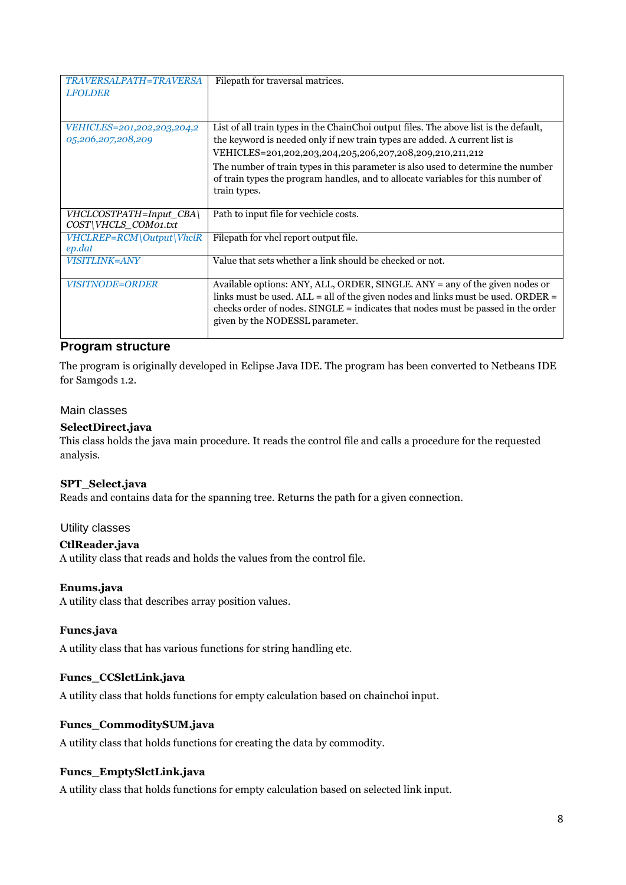| | |
|---|---|
| *TRAVERSALPATH=TRAVERSALFOLDER* | Filepath for traversal matrices. |
| *VEHICLES=201,202,203,204,205,206,207,208,209* | List of all train types in the ChainChoi output files. The above list is the default, the keyword is needed only if new train types are added. A current list is VEHICLES=201,202,203,204,205,206,207,208,209,210,211,212<br>The number of train types in this parameter is also used to determine the number of train types the program handles, and to allocate variables for this number of train types. |
| *VHCLCOSTPATH=Input_CBA\COST\VHCLS_COM01.txt* | Path to input file for vechicle costs. |
| *VHCLREP=RCM\Output\VhclRep.dat* | Filepath for vhcl report output file. |
| *VISITLINK=ANY* | Value that sets whether a link should be checked or not. |
| *VISITNODE=ORDER* | Available options: ANY, ALL, ORDER, SINGLE. ANY = any of the given nodes or links must be used. ALL = all of the given nodes and links must be used. ORDER = checks order of nodes. SINGLE = indicates that nodes must be passed in the order given by the NODESSL parameter. |

## Program structure

The program is originally developed in Eclipse Java IDE. The program has been converted to Netbeans IDE for Samgods 1.2.

### Main classes

**SelectDirect.java**
This class holds the java main procedure. It reads the control file and calls a procedure for the requested analysis.

**SPT_Select.java**
Reads and contains data for the spanning tree. Returns the path for a given connection.

### Utility classes

**CtlReader.java**
A utility class that reads and holds the values from the control file.

**Enums.java**
A utility class that describes array position values.

**Funcs.java**

A utility class that has various functions for string handling etc.

**Funcs_CCSlctLink.java**

A utility class that holds functions for empty calculation based on chainchoi input.

**Funcs_CommoditySUM.java**

A utility class that holds functions for creating the data by commodity.

**Funcs_EmptySlctLink.java**

A utility class that holds functions for empty calculation based on selected link input.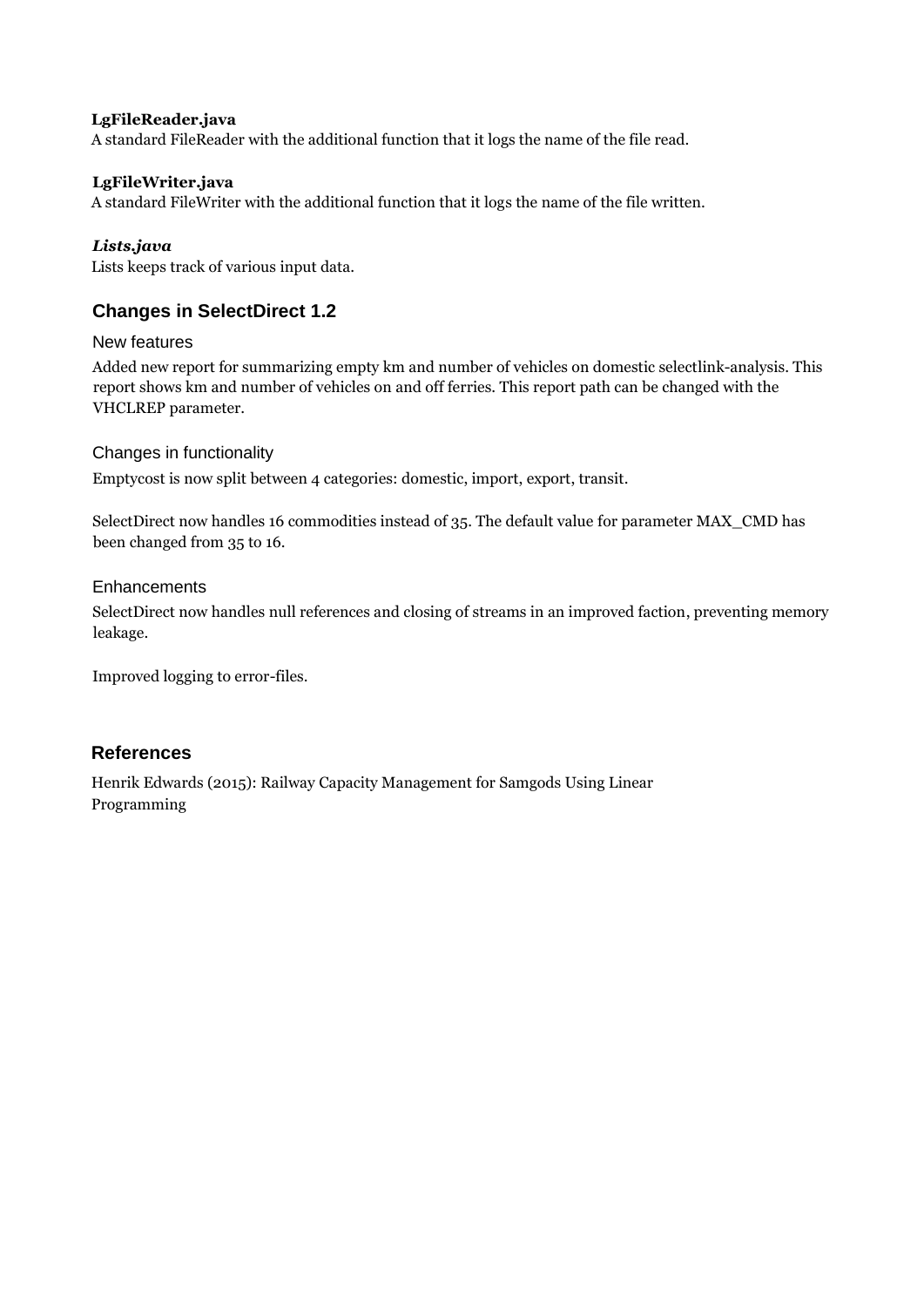**LgFileReader.java**

A standard FileReader with the additional function that it logs the name of the file read.

**LgFileWriter.java**

A standard FileWriter with the additional function that it logs the name of the file written.

***Lists.java***

Lists keeps track of various input data.

## Changes in SelectDirect 1.2

### New features

Added new report for summarizing empty km and number of vehicles on domestic selectlink-analysis. This report shows km and number of vehicles on and off ferries. This report path can be changed with the VHCLREP parameter.

### Changes in functionality

Emptycost is now split between 4 categories: domestic, import, export, transit.

SelectDirect now handles 16 commodities instead of 35. The default value for parameter MAX_CMD has been changed from 35 to 16.

### Enhancements

SelectDirect now handles null references and closing of streams in an improved faction, preventing memory leakage.

Improved logging to error-files.

## References

Henrik Edwards (2015): Railway Capacity Management for Samgods Using Linear Programming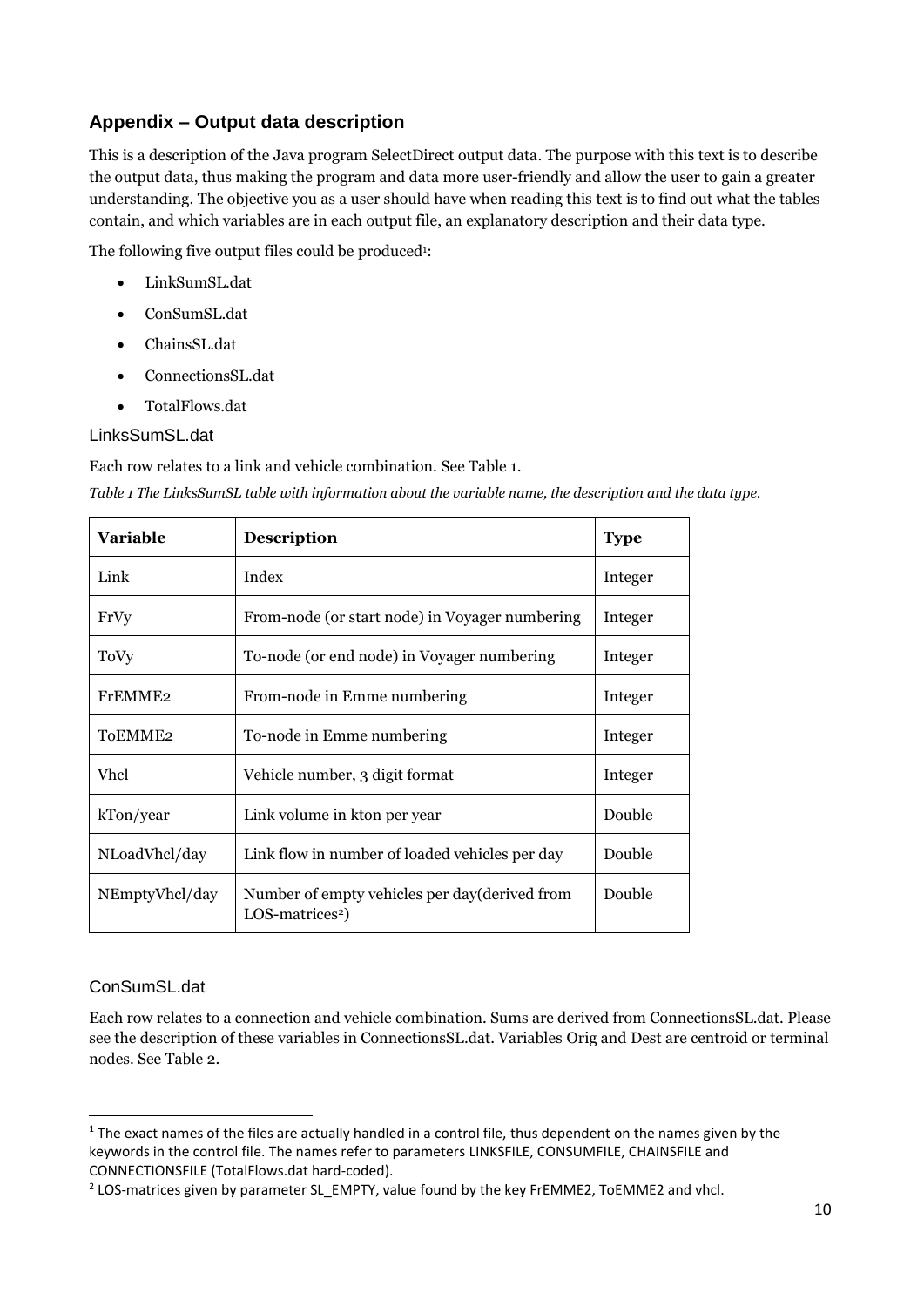## Appendix – Output data description

This is a description of the Java program SelectDirect output data. The purpose with this text is to describe the output data, thus making the program and data more user-friendly and allow the user to gain a greater understanding. The objective you as a user should have when reading this text is to find out what the tables contain, and which variables are in each output file, an explanatory description and their data type.

The following five output files could be produced[1]:

- LinkSumSL.dat
- ConSumSL.dat
- ChainsSL.dat
- ConnectionsSL.dat
- TotalFlows.dat

### LinksSumSL.dat

Each row relates to a link and vehicle combination. See Table 1.

*Table 1 The LinksSumSL table with information about the variable name, the description and the data type.*

| **Variable** | **Description** | **Type** |
|---|---|---|
| Link | Index | Integer |
| FrVy | From-node (or start node) in Voyager numbering | Integer |
| ToVy | To-node (or end node) in Voyager numbering | Integer |
| FrEMME2 | From-node in Emme numbering | Integer |
| ToEMME2 | To-node in Emme numbering | Integer |
| Vhcl | Vehicle number, 3 digit format | Integer |
| kTon/year | Link volume in kton per year | Double |
| NLoadVhcl/day | Link flow in number of loaded vehicles per day | Double |
| NEmptyVhcl/day | Number of empty vehicles per day(derived from LOS-matrices[2]) | Double |

### ConSumSL.dat

Each row relates to a connection and vehicle combination. Sums are derived from ConnectionsSL.dat. Please see the description of these variables in ConnectionsSL.dat. Variables Orig and Dest are centroid or terminal nodes. See Table 2.

[1] The exact names of the files are actually handled in a control file, thus dependent on the names given by the keywords in the control file. The names refer to parameters LINKSFILE, CONSUMFILE, CHAINSFILE and CONNECTIONSFILE (TotalFlows.dat hard-coded).

[2] LOS-matrices given by parameter SL_EMPTY, value found by the key FrEMME2, ToEMME2 and vhcl.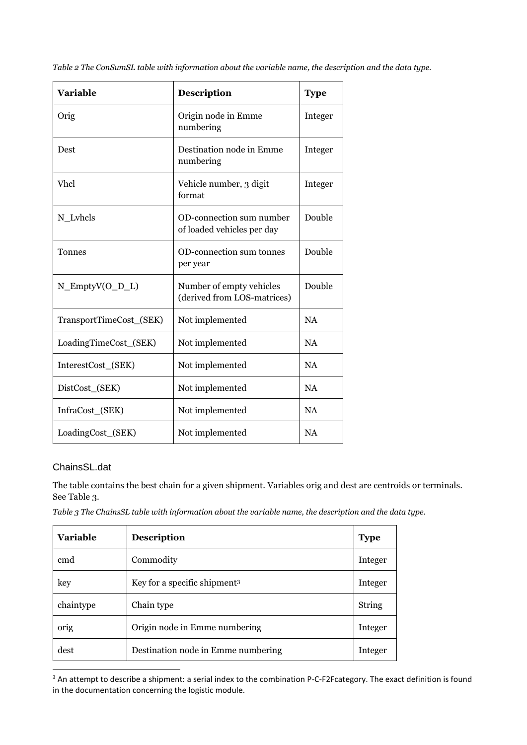*Table 2 The ConSumSL table with information about the variable name, the description and the data type.*

| **Variable** | **Description** | **Type** |
|---|---|---|
| Orig | Origin node in Emme numbering | Integer |
| Dest | Destination node in Emme numbering | Integer |
| Vhcl | Vehicle number, 3 digit format | Integer |
| N_Lvhcls | OD-connection sum number of loaded vehicles per day | Double |
| Tonnes | OD-connection sum tonnes per year | Double |
| N_EmptyV(O_D_L) | Number of empty vehicles (derived from LOS-matrices) | Double |
| TransportTimeCost_(SEK) | Not implemented | NA |
| LoadingTimeCost_(SEK) | Not implemented | NA |
| InterestCost_(SEK) | Not implemented | NA |
| DistCost_(SEK) | Not implemented | NA |
| InfraCost_(SEK) | Not implemented | NA |
| LoadingCost_(SEK) | Not implemented | NA |

## ChainsSL.dat

The table contains the best chain for a given shipment. Variables orig and dest are centroids or terminals. See Table 3.

*Table 3 The ChainsSL table with information about the variable name, the description and the data type.*

| **Variable** | **Description** | **Type** |
|---|---|---|
| cmd | Commodity | Integer |
| key | Key for a specific shipment[3] | Integer |
| chaintype | Chain type | String |
| orig | Origin node in Emme numbering | Integer |
| dest | Destination node in Emme numbering | Integer |

[3] An attempt to describe a shipment: a serial index to the combination P-C-F2Fcategory. The exact definition is found in the documentation concerning the logistic module.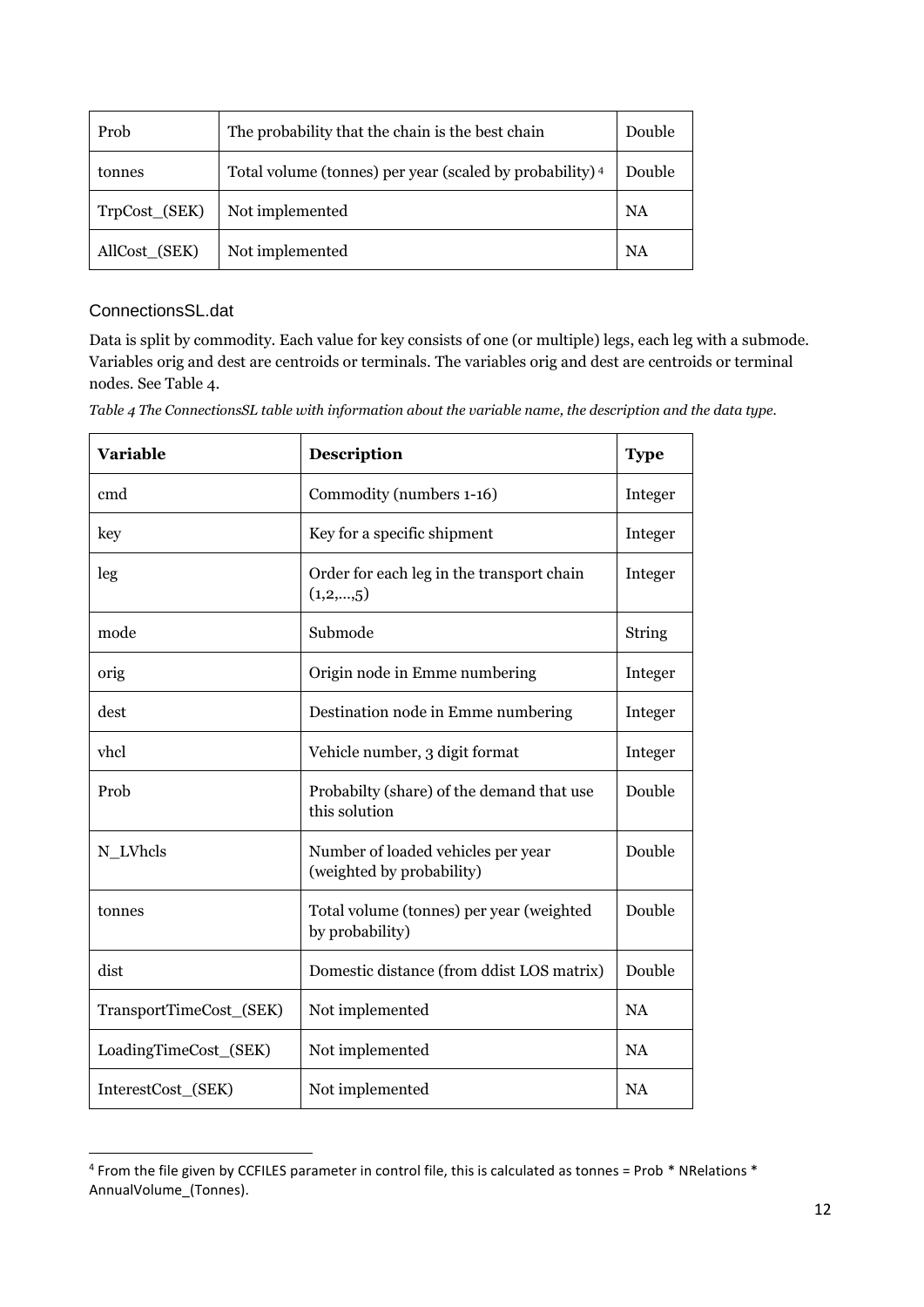| Prob | The probability that the chain is the best chain | Double |
|---|---|---|
| tonnes | Total volume (tonnes) per year (scaled by probability) [4] | Double |
| TrpCost_(SEK) | Not implemented | NA |
| AllCost_(SEK) | Not implemented | NA |

### ConnectionsSL.dat

Data is split by commodity. Each value for key consists of one (or multiple) legs, each leg with a submode. Variables orig and dest are centroids or terminals. The variables orig and dest are centroids or terminal nodes. See Table 4.

*Table 4 The ConnectionsSL table with information about the variable name, the description and the data type.*

| **Variable** | **Description** | **Type** |
|---|---|---|
| cmd | Commodity (numbers 1-16) | Integer |
| key | Key for a specific shipment | Integer |
| leg | Order for each leg in the transport chain (1,2,...,5) | Integer |
| mode | Submode | String |
| orig | Origin node in Emme numbering | Integer |
| dest | Destination node in Emme numbering | Integer |
| vhcl | Vehicle number, 3 digit format | Integer |
| Prob | Probabilty (share) of the demand that use this solution | Double |
| N_LVhcls | Number of loaded vehicles per year (weighted by probability) | Double |
| tonnes | Total volume (tonnes) per year (weighted by probability) | Double |
| dist | Domestic distance (from ddist LOS matrix) | Double |
| TransportTimeCost_(SEK) | Not implemented | NA |
| LoadingTimeCost_(SEK) | Not implemented | NA |
| InterestCost_(SEK) | Not implemented | NA |

[4] From the file given by CCFILES parameter in control file, this is calculated as tonnes = Prob * NRelations * AnnualVolume_(Tonnes).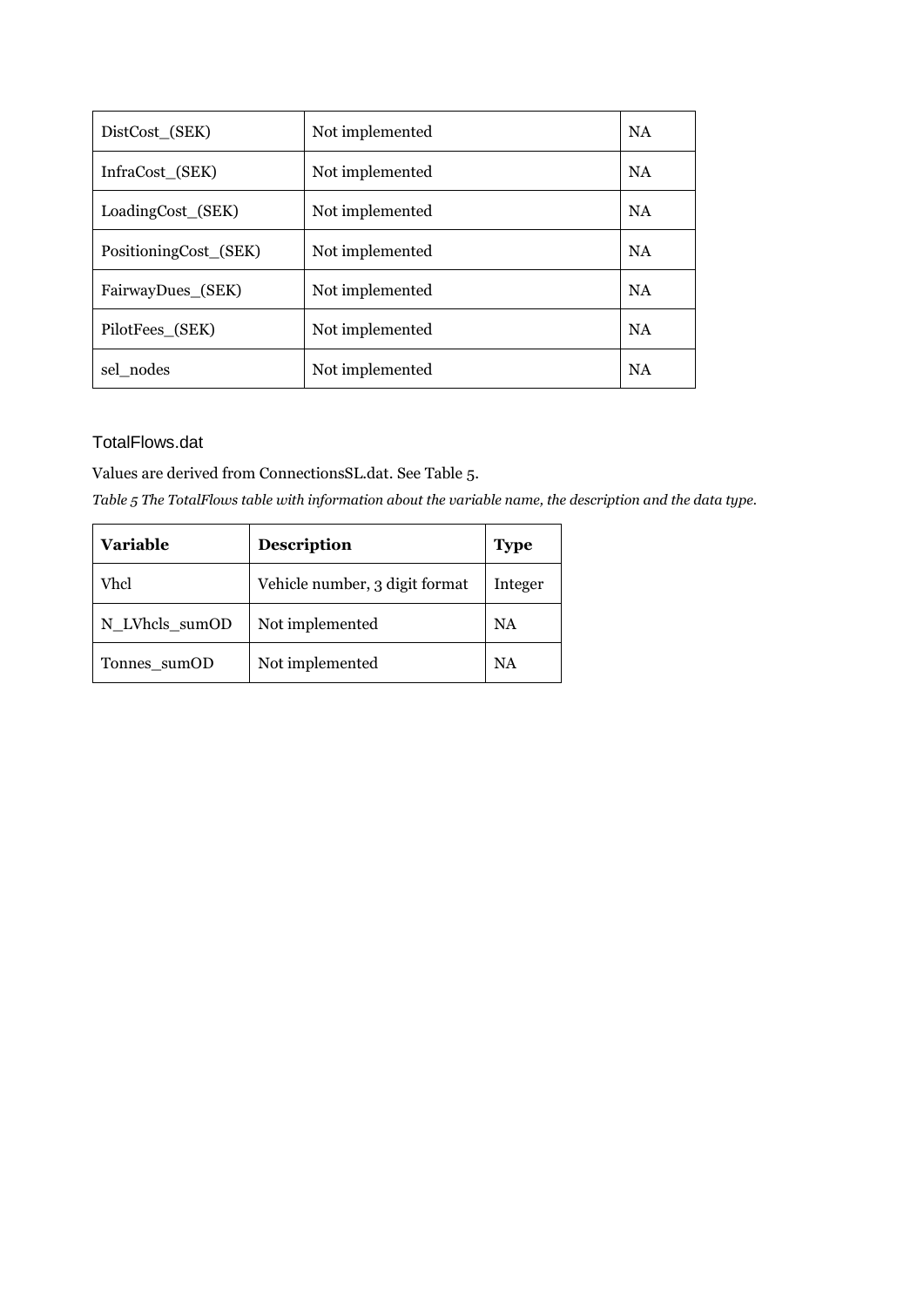| DistCost_(SEK) | Not implemented | NA |
|---|---|---|
| InfraCost_(SEK) | Not implemented | NA |
| LoadingCost_(SEK) | Not implemented | NA |
| PositioningCost_(SEK) | Not implemented | NA |
| FairwayDues_(SEK) | Not implemented | NA |
| PilotFees_(SEK) | Not implemented | NA |
| sel_nodes | Not implemented | NA |

### TotalFlows.dat

Values are derived from ConnectionsSL.dat. See Table 5.

*Table 5 The TotalFlows table with information about the variable name, the description and the data type.*

| **Variable** | **Description** | **Type** |
|---|---|---|
| Vhcl | Vehicle number, 3 digit format | Integer |
| N_LVhcls_sumOD | Not implemented | NA |
| Tonnes_sumOD | Not implemented | NA |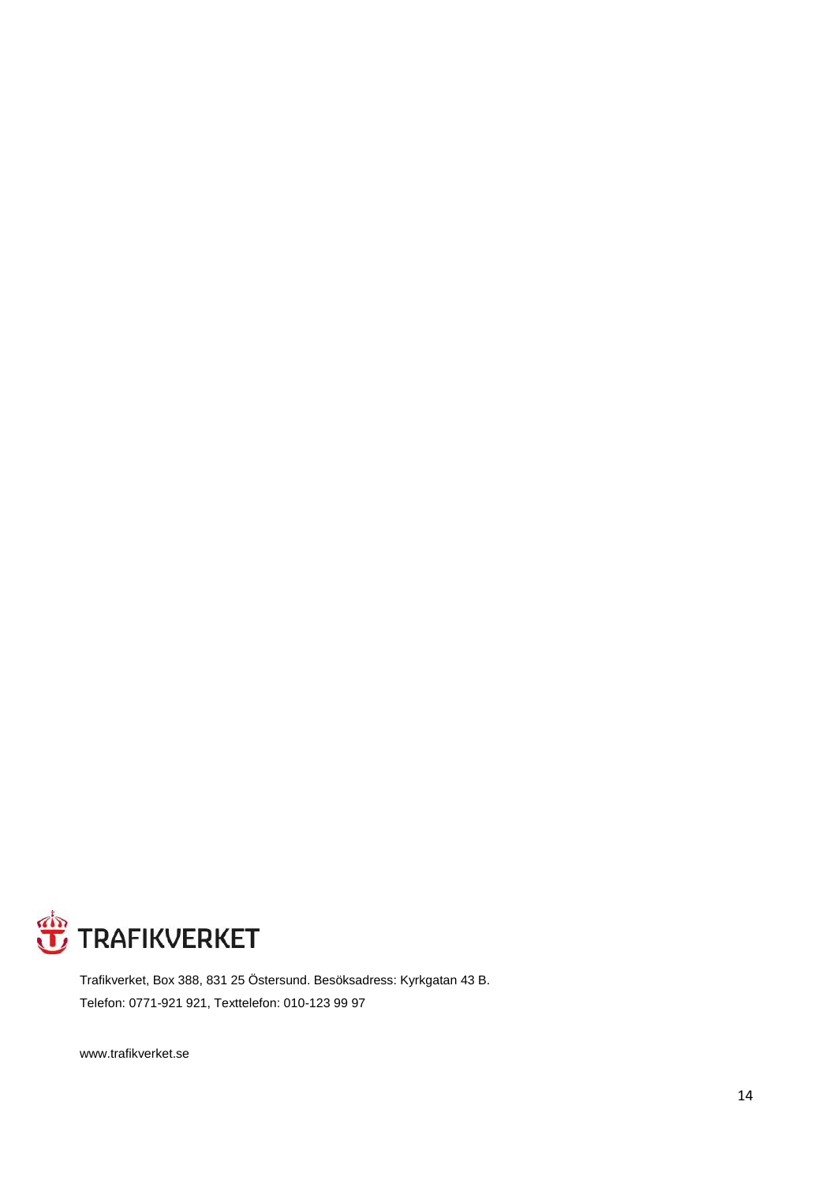TRAFIKVERKET

Trafikverket, Box 388, 831 25 Östersund. Besöksadress: Kyrkgatan 43 B.
Telefon: 0771-921 921, Texttelefon: 010-123 99 97

www.trafikverket.se